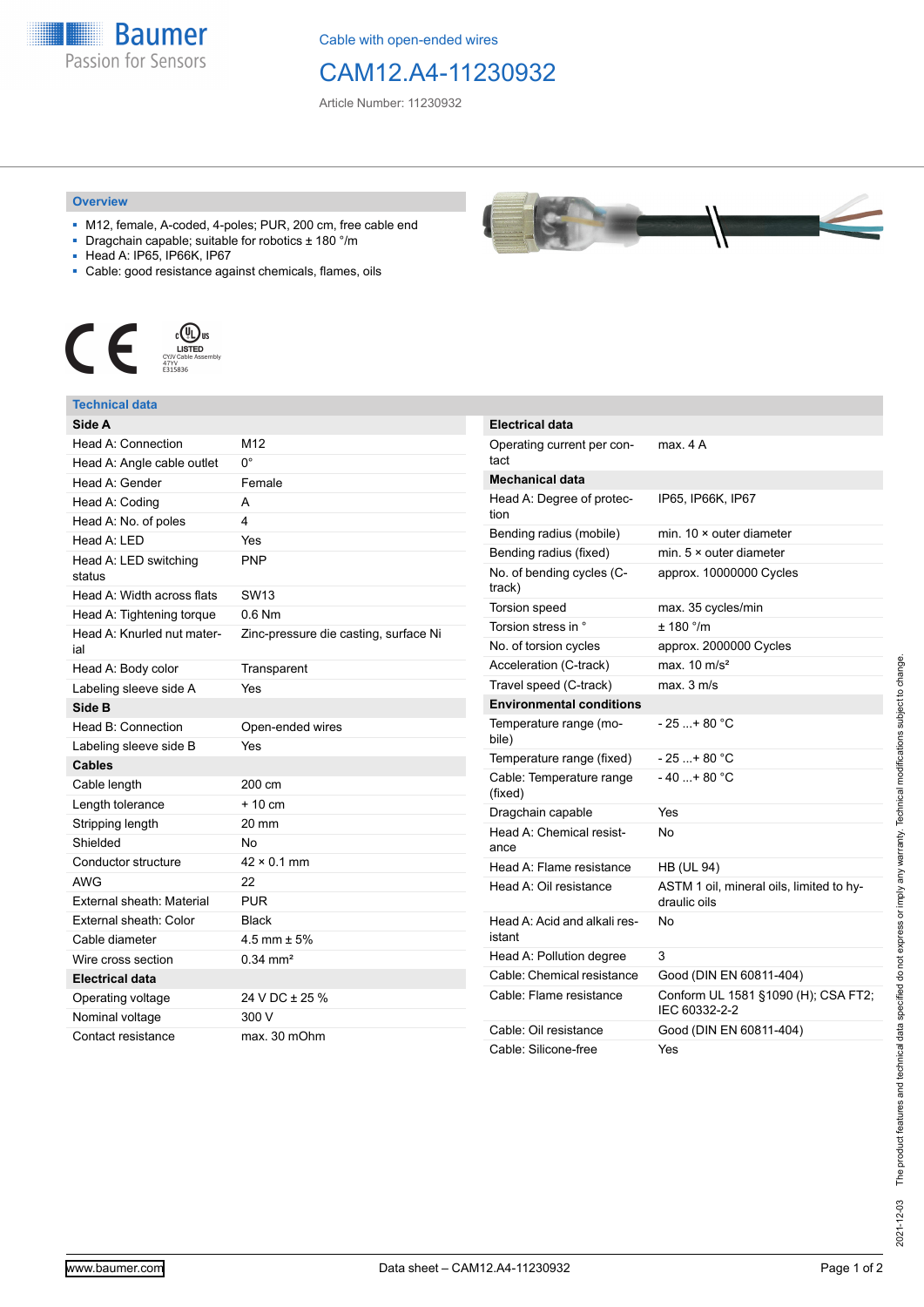Cable with open-ended wires

# CAM12.A4-11230932

Article Number: 11230932

## Overview

- M12, female, A-coded, 4-poles; PUR, 200 cm, free cable end
- Dragchain capable; suitable for robotics ± 180 °/m
- Head A: IP65, IP66K, IP67
- Cable: good resistance against chemicals, flames, oils

## Technical data

| Side A | |
|---|---|
| Head A: Connection | M12 |
| Head A: Angle cable outlet | 0° |
| Head A: Gender | Female |
| Head A: Coding | A |
| Head A: No. of poles | 4 |
| Head A: LED | Yes |
| Head A: LED switching status | PNP |
| Head A: Width across flats | SW13 |
| Head A: Tightening torque | 0.6 Nm |
| Head A: Knurled nut material | Zinc-pressure die casting, surface Ni |
| Head A: Body color | Transparent |
| Labeling sleeve side A | Yes |
| **Side B** | |
| Head B: Connection | Open-ended wires |
| Labeling sleeve side B | Yes |
| **Cables** | |
| Cable length | 200 cm |
| Length tolerance | + 10 cm |
| Stripping length | 20 mm |
| Shielded | No |
| Conductor structure | 42 × 0.1 mm |
| AWG | 22 |
| External sheath: Material | PUR |
| External sheath: Color | Black |
| Cable diameter | 4.5 mm ± 5% |
| Wire cross section | 0.34 mm² |
| **Electrical data** | |
| Operating voltage | 24 V DC ± 25 % |
| Nominal voltage | 300 V |
| Contact resistance | max. 30 mOhm |

| Electrical data | |
|---|---|
| Operating current per contact | max. 4 A |
| **Mechanical data** | |
| Head A: Degree of protection | IP65, IP66K, IP67 |
| Bending radius (mobile) | min. 10 × outer diameter |
| Bending radius (fixed) | min. 5 × outer diameter |
| No. of bending cycles (C-track) | approx. 10000000 Cycles |
| Torsion speed | max. 35 cycles/min |
| Torsion stress in ° | ± 180 °/m |
| No. of torsion cycles | approx. 2000000 Cycles |
| Acceleration (C-track) | max. 10 m/s² |
| Travel speed (C-track) | max. 3 m/s |
| **Environmental conditions** | |
| Temperature range (mobile) | - 25 ...+ 80 °C |
| Temperature range (fixed) | - 25 ...+ 80 °C |
| Cable: Temperature range (fixed) | - 40 ...+ 80 °C |
| Dragchain capable | Yes |
| Head A: Chemical resistance | No |
| Head A: Flame resistance | HB (UL 94) |
| Head A: Oil resistance | ASTM 1 oil, mineral oils, limited to hydraulic oils |
| Head A: Acid and alkali resistant | No |
| Head A: Pollution degree | 3 |
| Cable: Chemical resistance | Good (DIN EN 60811-404) |
| Cable: Flame resistance | Conform UL 1581 §1090 (H); CSA FT2; IEC 60332-2-2 |
| Cable: Oil resistance | Good (DIN EN 60811-404) |
| Cable: Silicone-free | Yes |

2021-12-03 The product features and technical data specified do not express or imply any warranty. Technical modifications subject to change.

www.baumer.com | Data sheet – CAM12.A4-11230932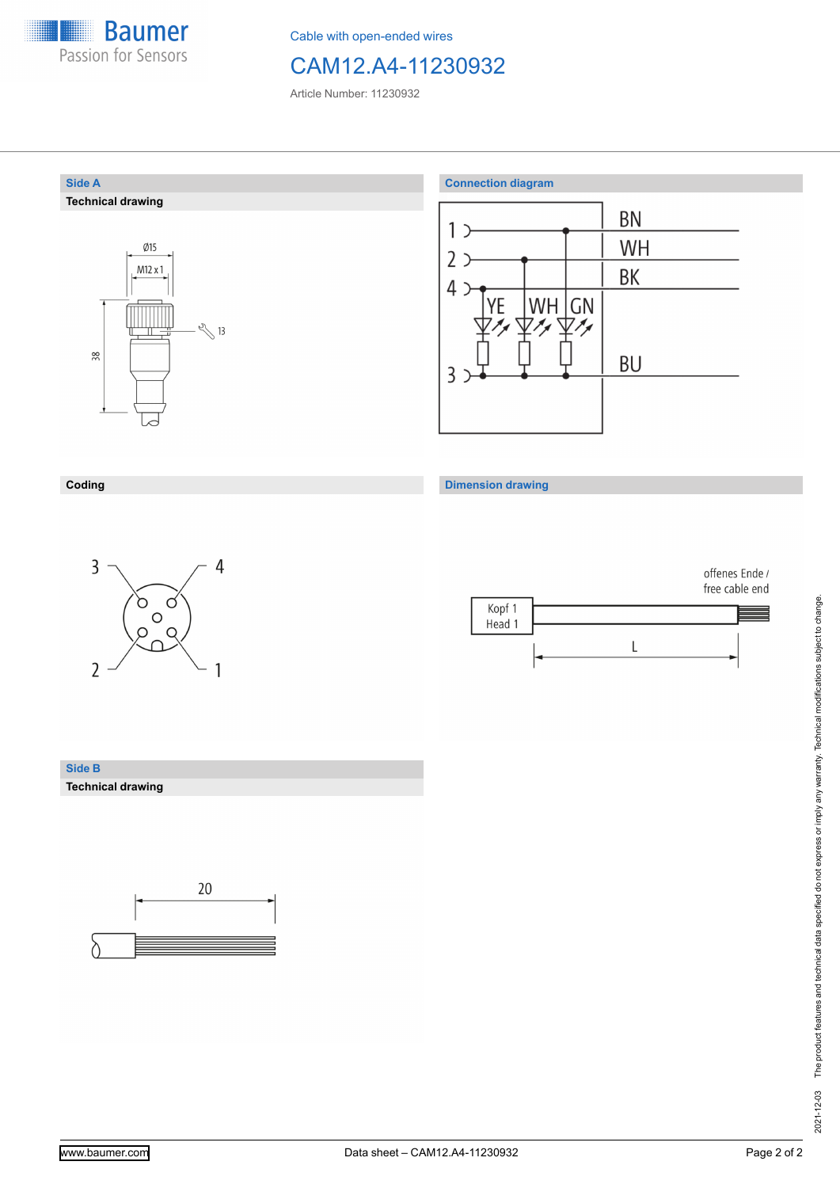Cable with open-ended wires

# CAM12.A4-11230932

Article Number: 11230932

## Side A

### Technical drawing

Ø15
M12 x 1
13
38

## Connection diagram

1
2
4
3
BN
WH
BK
YE
WH
GN
BU

### Coding

3
4
2
1

## Dimension drawing

Kopf 1
Head 1
offenes Ende /
free cable end
L

## Side B

### Technical drawing

20

The product features and technical data specified do not express or imply any warranty. Technical modifications subject to change.

2021-12-03

www.baumer.com

Data sheet – CAM12.A4-11230932